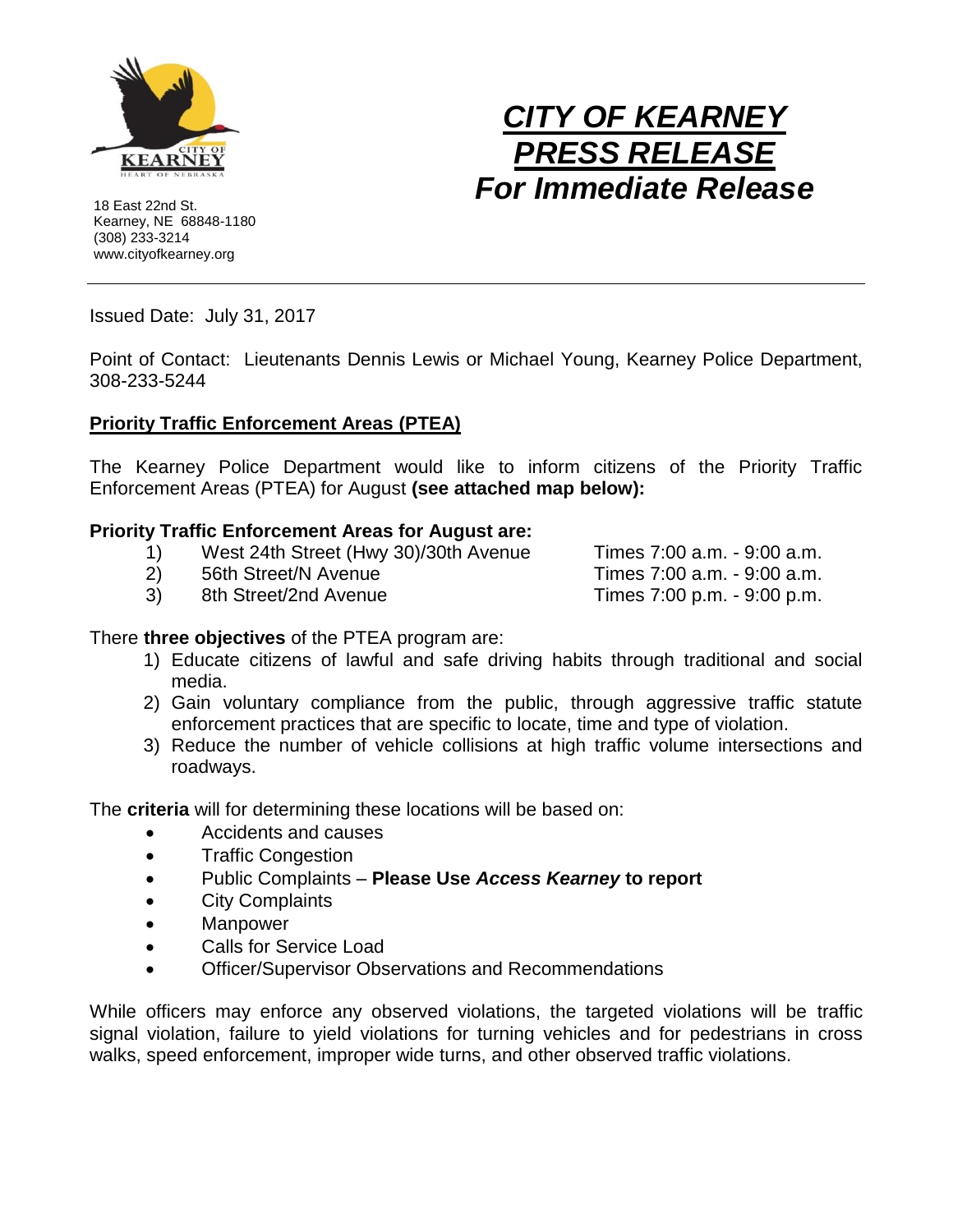18 East 22nd St.
Kearney, NE 68848-1180
(308) 233-3214
www.cityofkearney.org

# *CITY OF KEARNEY PRESS RELEASE*
## *For Immediate Release*

---

Issued Date: July 31, 2017

Point of Contact: Lieutenants Dennis Lewis or Michael Young, Kearney Police Department, 308-233-5244

**Priority Traffic Enforcement Areas (PTEA)**

The Kearney Police Department would like to inform citizens of the Priority Traffic Enforcement Areas (PTEA) for August **(see attached map below):**

**Priority Traffic Enforcement Areas for August are:**

1) West 24th Street (Hwy 30)/30th Avenue — Times 7:00 a.m. - 9:00 a.m.
2) 56th Street/N Avenue — Times 7:00 a.m. - 9:00 a.m.
3) 8th Street/2nd Avenue — Times 7:00 p.m. - 9:00 p.m.

There **three objectives** of the PTEA program are:

1) Educate citizens of lawful and safe driving habits through traditional and social media.
2) Gain voluntary compliance from the public, through aggressive traffic statute enforcement practices that are specific to locate, time and type of violation.
3) Reduce the number of vehicle collisions at high traffic volume intersections and roadways.

The **criteria** will for determining these locations will be based on:

- Accidents and causes
- Traffic Congestion
- Public Complaints – **Please Use *Access Kearney* to report**
- City Complaints
- Manpower
- Calls for Service Load
- Officer/Supervisor Observations and Recommendations

While officers may enforce any observed violations, the targeted violations will be traffic signal violation, failure to yield violations for turning vehicles and for pedestrians in cross walks, speed enforcement, improper wide turns, and other observed traffic violations.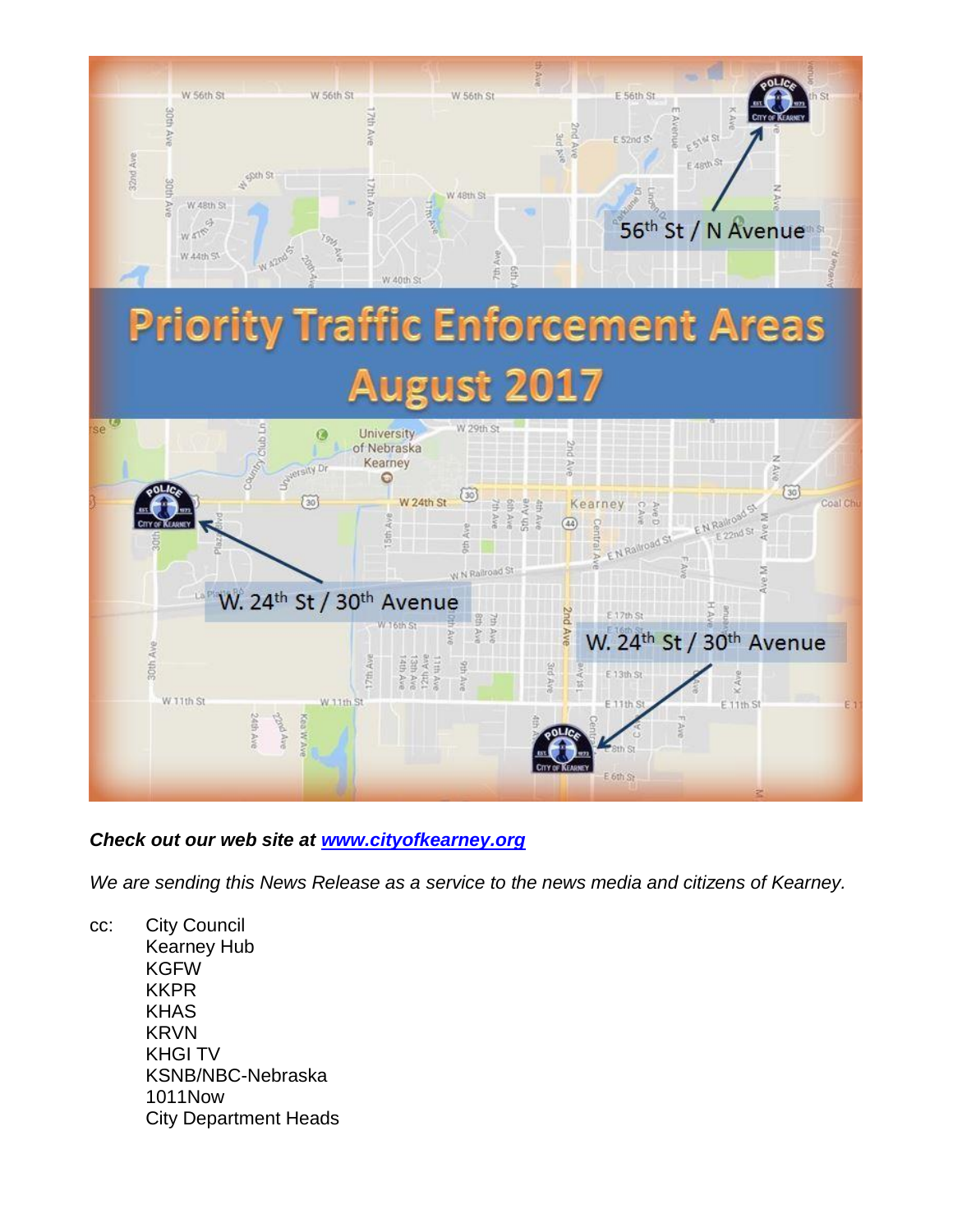**Priority Traffic Enforcement Areas**

**August 2017**

56th St / N Avenue

W. 24th St / 30th Avenue

W. 24th St / 30th Avenue

***Check out our web site at [www.cityofkearney.org](http://www.cityofkearney.org)***

*We are sending this News Release as a service to the news media and citizens of Kearney.*

cc: City Council
Kearney Hub
KGFW
KKPR
KHAS
KRVN
KHGI TV
KSNB/NBC-Nebraska
1011Now
City Department Heads